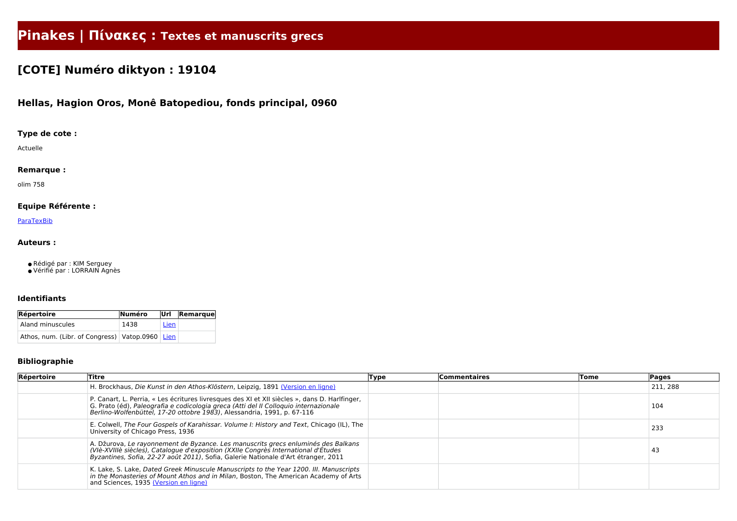# Pinakes | Πίνακες : Textes et manuscrits grecs

## [COTE] Numéro diktyon : 19104

### Hellas, Hagion Oros, Monê Batopediou, fonds principal, 0960

#### Type de cote :

Actuelle

#### Remarque :

olim 758

#### Equipe Référente :

[ParaTexBib]

#### Auteurs :

- Rédigé par : KIM Serguey
- Vérifié par : LORRAIN Agnès

#### Identifiants

| Répertoire | Numéro | Url | Remarque |
|---|---|---|---|
| Aland minuscules | 1438 | Lien | |
| Athos, num. (Libr. of Congress) | Vatop.0960 | Lien | |

#### Bibliographie

| Répertoire | Titre | Type | Commentaires | Tome | Pages |
|---|---|---|---|---|---|
| | H. Brockhaus, *Die Kunst in den Athos-Klöstern*, Leipzig, 1891 (Version en ligne) | | | | 211, 288 |
| | P. Canart, L. Perria, « Les écritures livresques des XI et XII siècles », dans D. Harlfinger, G. Prato (éd), *Paleografia e codicologia greca (Atti del II Colloquio internazionale Berlino-Wolfenbüttel, 17-20 ottobre 1983)*, Alessandria, 1991, p. 67-116 | | | | 104 |
| | E. Colwell, *The Four Gospels of Karahissar. Volume I: History and Text*, Chicago (IL), The University of Chicago Press, 1936 | | | | 233 |
| | A. Džurova, *Le rayonnement de Byzance. Les manuscrits grecs enluminés des Balkans (VIè-XVIIIè siècles), Catalogue d'exposition (XXIIe Congrès International d'Études Byzantines, Sofia, 22-27 août 2011)*, Sofia, Galerie Nationale d'Art étranger, 2011 | | | | 43 |
| | K. Lake, S. Lake, *Dated Greek Minuscule Manuscripts to the Year 1200. III. Manuscripts in the Monasteries of Mount Athos and in Milan*, Boston, The American Academy of Arts and Sciences, 1935 (Version en ligne) | | | | |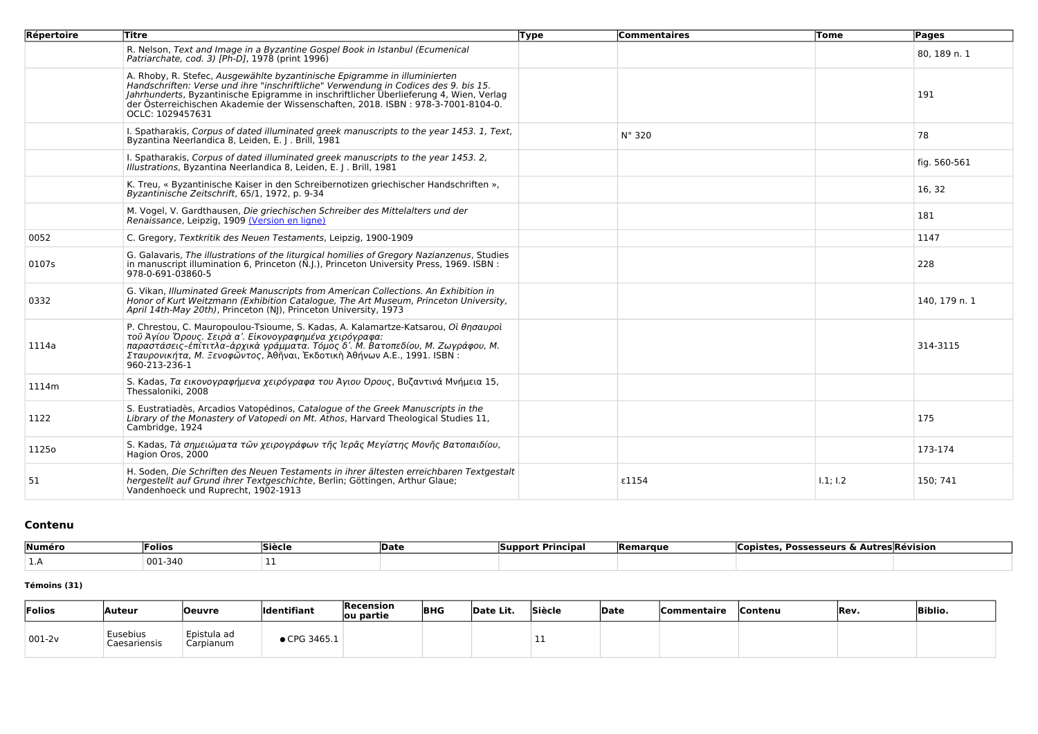| Répertoire | Titre | Type | Commentaires | Tome | Pages |
|---|---|---|---|---|---|
| | R. Nelson, *Text and Image in a Byzantine Gospel Book in Istanbul (Ecumenical Patriarchate, cod. 3) [Ph-D]*, 1978 (print 1996) | | | | 80, 189 n. 1 |
| | A. Rhoby, R. Stefec, *Ausgewählte byzantinische Epigramme in illuminierten Handschriften: Verse und ihre "inschriftliche" Verwendung in Codices des 9. bis 15. Jahrhunderts*, Byzantinische Epigramme in inschriftlicher Überlieferung 4, Wien, Verlag der Österreichischen Akademie der Wissenschaften, 2018. ISBN : 978-3-7001-8104-0. OCLC: 1029457631 | | | | 191 |
| | I. Spatharakis, *Corpus of dated illuminated greek manuscripts to the year 1453. 1, Text*, Byzantina Neerlandica 8, Leiden, E. J . Brill, 1981 | | N° 320 | | 78 |
| | I. Spatharakis, *Corpus of dated illuminated greek manuscripts to the year 1453. 2, Illustrations*, Byzantina Neerlandica 8, Leiden, E. J . Brill, 1981 | | | | fig. 560-561 |
| | K. Treu, « Byzantinische Kaiser in den Schreibernotizen griechischer Handschriften », *Byzantinische Zeitschrift*, 65/1, 1972, p. 9-34 | | | | 16, 32 |
| | M. Vogel, V. Gardthausen, *Die griechischen Schreiber des Mittelalters und der Renaissance*, Leipzig, 1909 (Version en ligne) | | | | 181 |
| 0052 | C. Gregory, *Textkritik des Neuen Testaments*, Leipzig, 1900-1909 | | | | 1147 |
| 0107s | G. Galavaris, *The illustrations of the liturgical homilies of Gregory Nazianzenus*, Studies in manuscript illumination 6, Princeton (N.J.), Princeton University Press, 1969. ISBN : 978-0-691-03860-5 | | | | 228 |
| 0332 | G. Vikan, *Illuminated Greek Manuscripts from American Collections. An Exhibition in Honor of Kurt Weitzmann (Exhibition Catalogue, The Art Museum, Princeton University, April 14th-May 20th)*, Princeton (NJ), Princeton University, 1973 | | | | 140, 179 n. 1 |
| 1114a | P. Chrestou, C. Mauropoulou-Tsioume, S. Kadas, A. Kalamartze-Katsarou, *Οἱ θησαυροὶ τοῦ Ἁγίου Ὄρους. Σειρὰ α'. Εἰκονογραφημένα χειρόγραφα: παραστάσεις–ἐπίτιτλα–ἀρχικὰ γράμματα. Τόμος δ'. Μ. Βατοπεδίου, Μ. Ζωγράφου, Μ. Σταυρονικήτα, Μ. Ξενοφῶντος*, Ἀθῆναι, Ἐκδοτικὴ Ἀθήνων Α.Ε., 1991. ISBN : 960-213-236-1 | | | | 314-3115 |
| 1114m | S. Kadas, *Τα εικονογραφήμενα χειρόγραφα του Άγιου Όρους*, Βυζαντινά Μνήμεια 15, Thessaloniki, 2008 | | | | |
| 1122 | S. Eustratiadès, Arcadios Vatopédinos, *Catalogue of the Greek Manuscripts in the Library of the Monastery of Vatopedi on Mt. Athos*, Harvard Theological Studies 11, Cambridge, 1924 | | | | 175 |
| 1125o | S. Kadas, *Τὰ σημειώματα τῶν χειρογράφων τῆς Ἱερᾶς Μεγίστης Μονῆς Βατοπαιδίου*, Hagion Oros, 2000 | | | | 173-174 |
| 51 | H. Soden, *Die Schriften des Neuen Testaments in ihrer ältesten erreichbaren Textgestalt hergestellt auf Grund ihrer Textgeschichte*, Berlin; Göttingen, Arthur Glaue; Vandenhoeck und Ruprecht, 1902-1913 | | ε1154 | I.1; I.2 | 150; 741 |

## Contenu

| Numéro | Folios | Siècle | Date | Support Principal | Remarque | Copistes, Possesseurs & Autres | Révision |
|---|---|---|---|---|---|---|---|
| 1.A | 001-340 | 11 | | | | | |

**Témoins (31)**

| Folios | Auteur | Oeuvre | Identifiant | Recension ou partie | BHG | Date Lit. | Siècle | Date | Commentaire | Contenu | Rev. | Biblio. |
|---|---|---|---|---|---|---|---|---|---|---|---|---|
| 001-2v | Eusebius Caesariensis | Epistula ad Carpianum | ● CPG 3465.1 | | | | 11 | | | | | |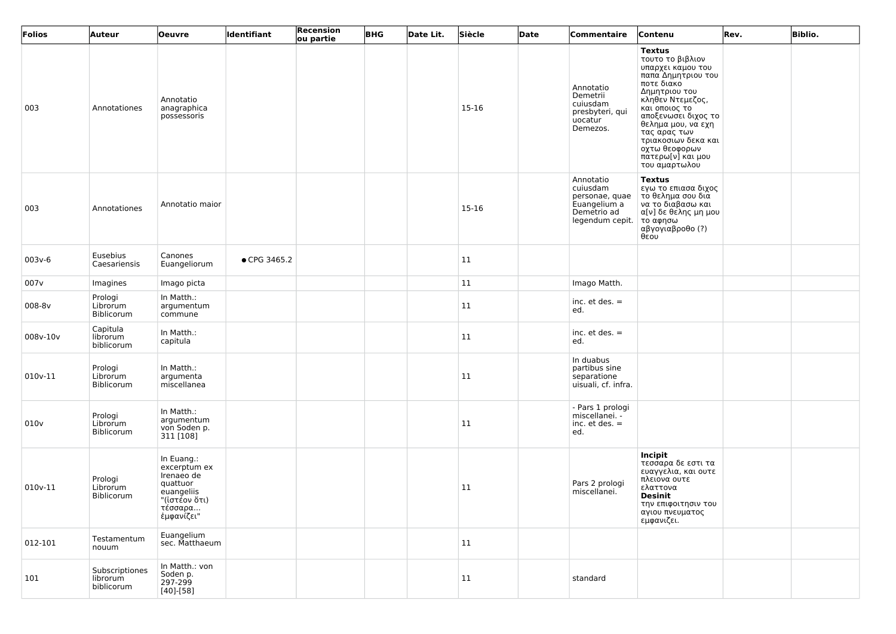| Folios | Auteur | Oeuvre | Identifiant | Recension ou partie | BHG | Date Lit. | Siècle | Date | Commentaire | Contenu | Rev. | Biblio. |
|---|---|---|---|---|---|---|---|---|---|---|---|---|
| 003 | Annotationes | Annotatio anagraphica possessoris | | | | | 15-16 | | Annotatio Demetrii cuiusdam presbyteri, qui uocatur Demezos. | **Textus** τουτο το βιβλιον υπαρχει καμου του παπα Δημητριου του ποτε διακο Δημητριου του κληθεν Ντεμεζος, και οποιος το αποξενωσει διχος το θελημα μου, να εχη τας αρας των τριακοσιων δεκα και οχτω θεοφορων πατερω[ν] και μου του αμαρτωλου | | |
| 003 | Annotationes | Annotatio maior | | | | | 15-16 | | Annotatio cuiusdam personae, quae Euangelium a Demetrio ad legendum cepit. | **Textus** εγω το επιασα διχος το θελημα σου δια να το διαβασω και α[ν] δε θελης μη μου το αφησω αβγογιαβροθο (?) θεου | | |
| 003v-6 | Eusebius Caesariensis | Canones Euangeliorum | ● CPG 3465.2 | | | | 11 | | | | | |
| 007v | Imagines | Imago picta | | | | | 11 | | Imago Matth. | | | |
| 008-8v | Prologi Librorum Biblicorum | In Matth.: argumentum commune | | | | | 11 | | inc. et des. = ed. | | | |
| 008v-10v | Capitula librorum biblicorum | In Matth.: capitula | | | | | 11 | | inc. et des. = ed. | | | |
| 010v-11 | Prologi Librorum Biblicorum | In Matth.: argumenta miscellanea | | | | | 11 | | In duabus partibus sine separatione uisuali, cf. infra. | | | |
| 010v | Prologi Librorum Biblicorum | In Matth.: argumentum von Soden p. 311 [108] | | | | | 11 | | - Pars 1 prologi miscellanei. - inc. et des. = ed. | | | |
| 010v-11 | Prologi Librorum Biblicorum | In Euang.: excerptum ex Irenaeo de quattuor euangeliis "(ἰστέον ὅτι) τέσσαρα... ἐμφανίζει" | | | | | 11 | | Pars 2 prologi miscellanei. | **Incipit** τεσσαρα δε εστι τα ευαγγελια, και ουτε πλειονα ουτε ελαττονα **Desinit** την επιφοιτησιν του αγιου πνευματος εμφανιζει. | | |
| 012-101 | Testamentum nouum | Euangelium sec. Matthaeum | | | | | 11 | | | | | |
| 101 | Subscriptiones librorum biblicorum | In Matth.: von Soden p. 297-299 [40]-[58] | | | | | 11 | | standard | | | |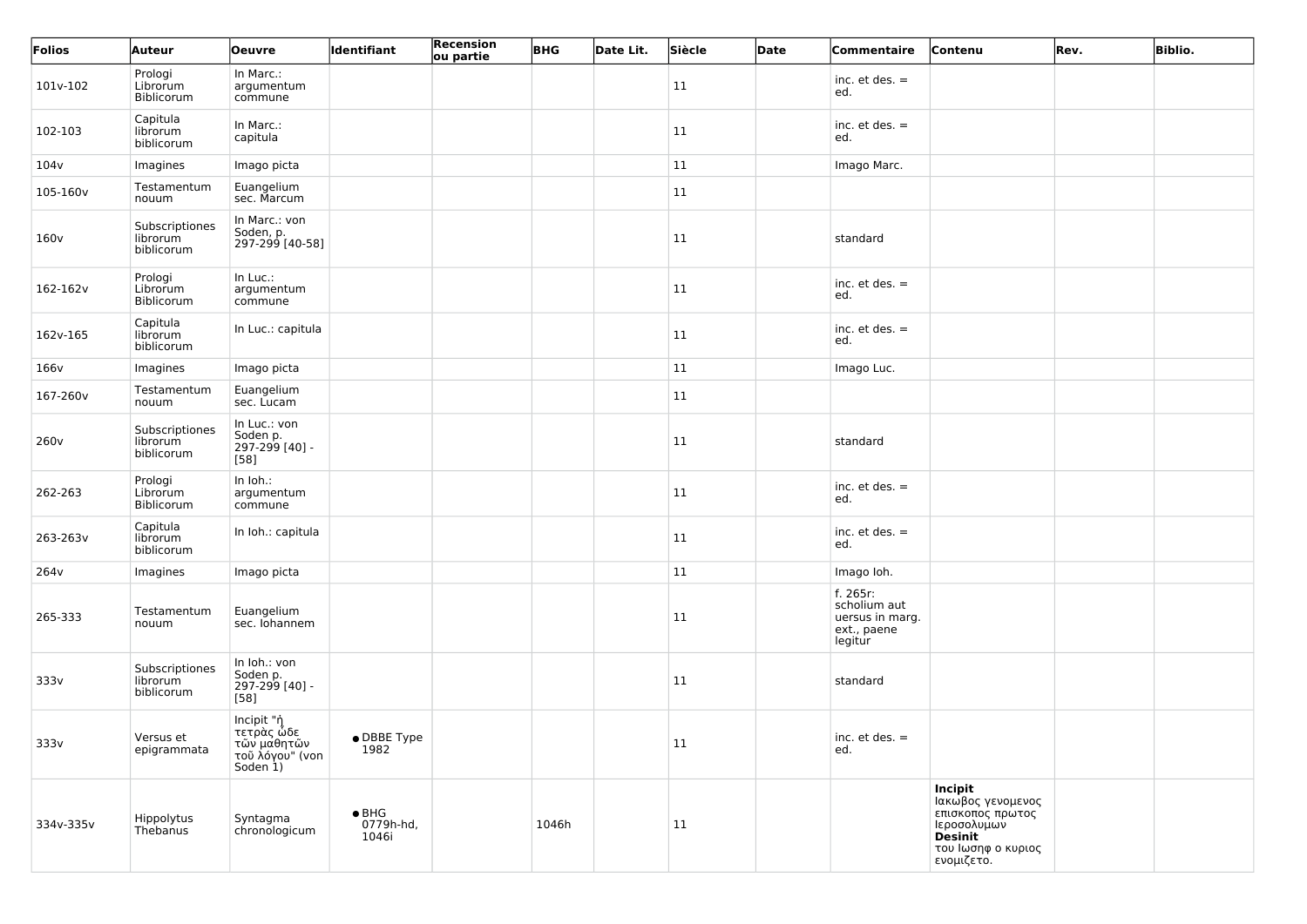| Folios | Auteur | Oeuvre | Identifiant | Recension ou partie | BHG | Date Lit. | Siècle | Date | Commentaire | Contenu | Rev. | Biblio. |
|---|---|---|---|---|---|---|---|---|---|---|---|---|
| 101v-102 | Prologi Librorum Biblicorum | In Marc.: argumentum commune | | | | | 11 | | inc. et des. = ed. | | | |
| 102-103 | Capitula librorum biblicorum | In Marc.: capitula | | | | | 11 | | inc. et des. = ed. | | | |
| 104v | Imagines | Imago picta | | | | | 11 | | Imago Marc. | | | |
| 105-160v | Testamentum nouum | Euangelium sec. Marcum | | | | | 11 | | | | | |
| 160v | Subscriptiones librorum biblicorum | In Marc.: von Soden, p. 297-299 [40-58] | | | | | 11 | | standard | | | |
| 162-162v | Prologi Librorum Biblicorum | In Luc.: argumentum commune | | | | | 11 | | inc. et des. = ed. | | | |
| 162v-165 | Capitula librorum biblicorum | In Luc.: capitula | | | | | 11 | | inc. et des. = ed. | | | |
| 166v | Imagines | Imago picta | | | | | 11 | | Imago Luc. | | | |
| 167-260v | Testamentum nouum | Euangelium sec. Lucam | | | | | 11 | | | | | |
| 260v | Subscriptiones librorum biblicorum | In Luc.: von Soden p. 297-299 [40] - [58] | | | | | 11 | | standard | | | |
| 262-263 | Prologi Librorum Biblicorum | In Ioh.: argumentum commune | | | | | 11 | | inc. et des. = ed. | | | |
| 263-263v | Capitula librorum biblicorum | In Ioh.: capitula | | | | | 11 | | inc. et des. = ed. | | | |
| 264v | Imagines | Imago picta | | | | | 11 | | Imago Ioh. | | | |
| 265-333 | Testamentum nouum | Euangelium sec. Iohannem | | | | | 11 | | f. 265r: scholium aut uersus in marg. ext., paene legitur | | | |
| 333v | Subscriptiones librorum biblicorum | In Ioh.: von Soden p. 297-299 [40] - [58] | | | | | 11 | | standard | | | |
| 333v | Versus et epigrammata | Incipit "ἡ τετρὰς ὧδε τῶν μαθητῶν τοῦ λόγου" (von Soden 1) | • DBBE Type 1982 | | | | 11 | | inc. et des. = ed. | | | |
| 334v-335v | Hippolytus Thebanus | Syntagma chronologicum | • BHG 0779h-hd, 1046i | | 1046h | | 11 | | | **Incipit** Ιακωβος γενομενος επισκοπος πρωτος Ιεροσολυμων **Desinit** του Ιωσηφ ο κυριος ενομιζετο. | | |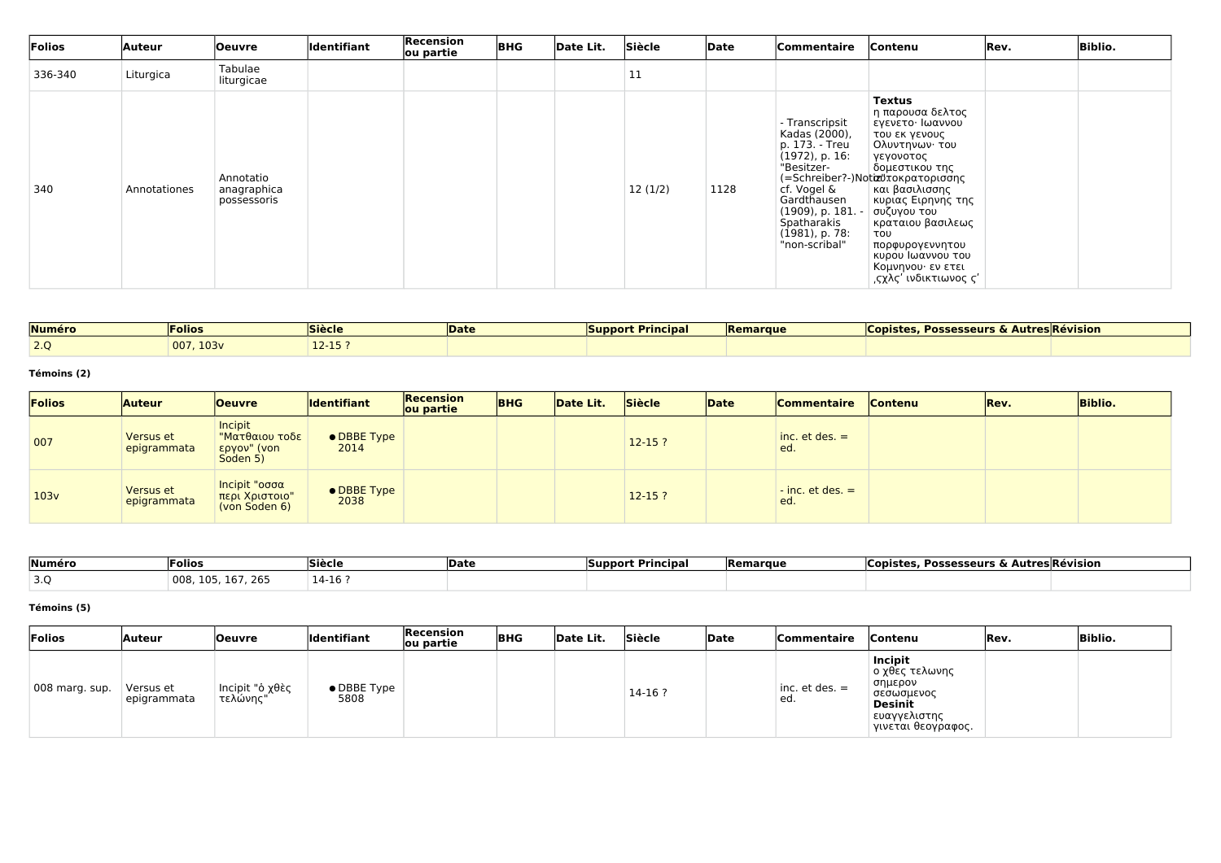| Folios | Auteur | Oeuvre | Identifiant | Recension ou partie | BHG | Date Lit. | Siècle | Date | Commentaire | Contenu | Rev. | Biblio. |
|---|---|---|---|---|---|---|---|---|---|---|---|---|
| 336-340 | Liturgica | Tabulae liturgicae | | | | | 11 | | | | | |
| 340 | Annotationes | Annotatio anagraphica possessoris | | | | | 12 (1/2) | 1128 | - Transcripsit Kadas (2000), p. 173. - Treu (1972), p. 16: "Besitzer- (=Schreiber?-)Notiz"; cf. Vogel & Gardthausen (1909), p. 181. - Spatharakis (1981), p. 78: "non-scribal" | **Textus** η παρουσα δελτος εγενετο· Ιωαννου του εκ γενους Ολυντηνων· του γεγονοτος δομεστικου της αυτοκρατορισσης και βασιλισσης κυριας Ειρηνης της συζυγου του κραταιου βασιλεως του πορφυρογεννητου κυρου Ιωαννου του Κομνηνου· εν ετει ,ςχλς' ινδικτιωνος ς' | | |

| Numéro | Folios | Siècle | Date | Support Principal | Remarque | Copistes, Possesseurs & Autres | Révision |
|---|---|---|---|---|---|---|---|
| 2.Q | 007, 103v | 12-15 ? | | | | | |

**Témoins (2)**

| Folios | Auteur | Oeuvre | Identifiant | Recension ou partie | BHG | Date Lit. | Siècle | Date | Commentaire | Contenu | Rev. | Biblio. |
|---|---|---|---|---|---|---|---|---|---|---|---|---|
| 007 | Versus et epigrammata | Incipit "Ματθαιου τοδε εργον" (von Soden 5) | • DBBE Type 2014 | | | | 12-15 ? | | inc. et des. = ed. | | | |
| 103v | Versus et epigrammata | Incipit "οσσα περι Χριστοιο" (von Soden 6) | • DBBE Type 2038 | | | | 12-15 ? | | - inc. et des. = ed. | | | |

| Numéro | Folios | Siècle | Date | Support Principal | Remarque | Copistes, Possesseurs & Autres | Révision |
|---|---|---|---|---|---|---|---|
| 3.Q | 008, 105, 167, 265 | 14-16 ? | | | | | |

**Témoins (5)**

| Folios | Auteur | Oeuvre | Identifiant | Recension ou partie | BHG | Date Lit. | Siècle | Date | Commentaire | Contenu | Rev. | Biblio. |
|---|---|---|---|---|---|---|---|---|---|---|---|---|
| 008 marg. sup. | Versus et epigrammata | Incipit "ὁ χθὲς τελώνης" | • DBBE Type 5808 | | | | 14-16 ? | | inc. et des. = ed. | **Incipit** ο χθες τελωνης σημερον σεσωσμενος **Desinit** ευαγγελιστης γινεται θεογραφος. | | |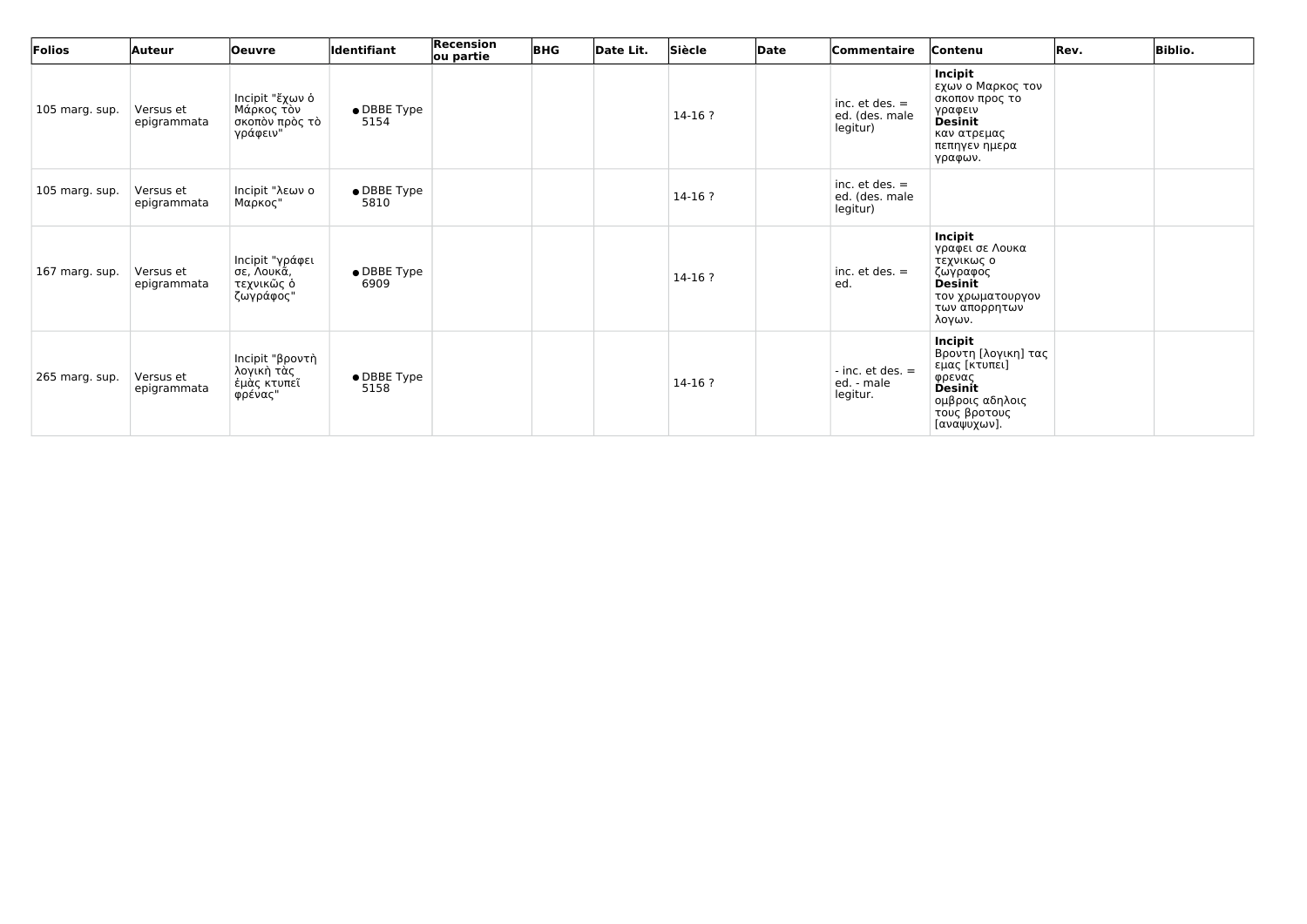| Folios | Auteur | Oeuvre | Identifiant | Recension ou partie | BHG | Date Lit. | Siècle | Date | Commentaire | Contenu | Rev. | Biblio. |
|---|---|---|---|---|---|---|---|---|---|---|---|---|
| 105 marg. sup. | Versus et epigrammata | Incipit "ἔχων ὁ Μάρκος τὸν σκοπὸν πρὸς τὸ γράφειν" | • DBBE Type 5154 | | | | 14-16 ? | | inc. et des. = ed. (des. male legitur) | **Incipit** εχων ο Μαρκος τον σκοπον προς το γραφειν **Desinit** καν ατρεμας πεπηγεν ημερα γραφων. | | |
| 105 marg. sup. | Versus et epigrammata | Incipit "λεων ο Μαρκος" | • DBBE Type 5810 | | | | 14-16 ? | | inc. et des. = ed. (des. male legitur) | | | |
| 167 marg. sup. | Versus et epigrammata | Incipit "γράφει σε, Λουκᾶ, τεχνικῶς ὁ ζωγράφος" | • DBBE Type 6909 | | | | 14-16 ? | | inc. et des. = ed. | **Incipit** γραφει σε Λουκα τεχνικως ο ζωγραφος **Desinit** τον χρωματουργον των απορρητων λογων. | | |
| 265 marg. sup. | Versus et epigrammata | Incipit "βροντὴ λογικὴ τὰς ἐμὰς κτυπεῖ φρένας" | • DBBE Type 5158 | | | | 14-16 ? | | - inc. et des. = ed. - male legitur. | **Incipit** Βροντη [λογικη] τας εμας [κτυπει] φρενας **Desinit** ομβροις αδηλοις τους βροτους [αναψυχων]. | | |